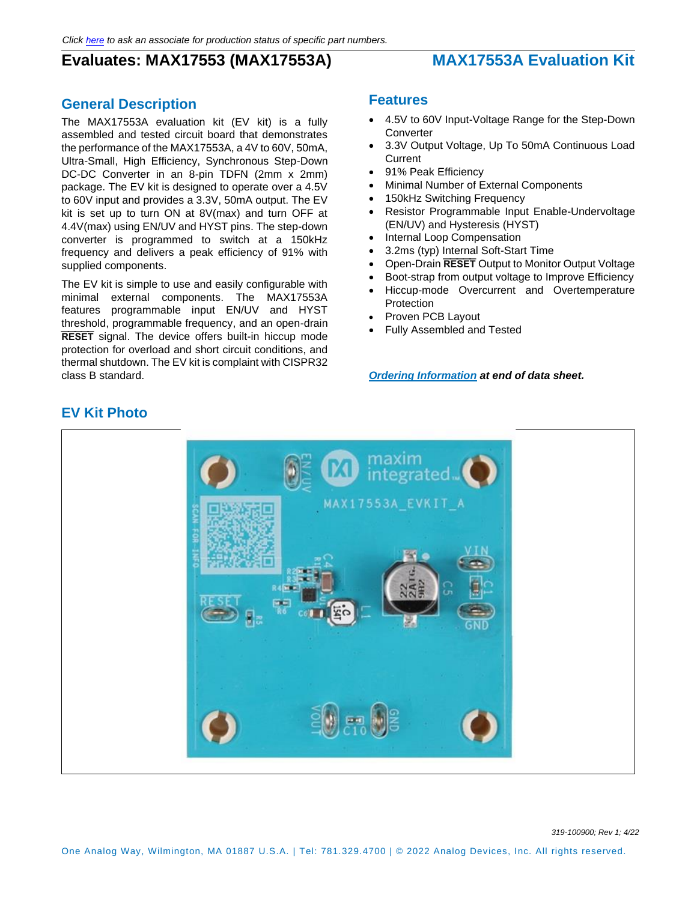Click here to ask an associate for production status of specific part numbers.

# Evaluates: MAX17553 (MAX17553A) — MAX17553A Evaluation Kit

## General Description

The MAX17553A evaluation kit (EV kit) is a fully assembled and tested circuit board that demonstrates the performance of the MAX17553A, a 4V to 60V, 50mA, Ultra-Small, High Efficiency, Synchronous Step-Down DC-DC Converter in an 8-pin TDFN (2mm x 2mm) package. The EV kit is designed to operate over a 4.5V to 60V input and provides a 3.3V, 50mA output. The EV kit is set up to turn ON at 8V(max) and turn OFF at 4.4V(max) using EN/UV and HYST pins. The step-down converter is programmed to switch at a 150kHz frequency and delivers a peak efficiency of 91% with supplied components.

The EV kit is simple to use and easily configurable with minimal external components. The MAX17553A features programmable input EN/UV and HYST threshold, programmable frequency, and an open-drain **RESET** signal. The device offers built-in hiccup mode protection for overload and short circuit conditions, and thermal shutdown. The EV kit is complaint with CISPR32 class B standard.

## Features

- 4.5V to 60V Input-Voltage Range for the Step-Down Converter
- 3.3V Output Voltage, Up To 50mA Continuous Load Current
- 91% Peak Efficiency
- Minimal Number of External Components
- 150kHz Switching Frequency
- Resistor Programmable Input Enable-Undervoltage (EN/UV) and Hysteresis (HYST)
- Internal Loop Compensation
- 3.2ms (typ) Internal Soft-Start Time
- Open-Drain **RESET** Output to Monitor Output Voltage
- Boot-strap from output voltage to Improve Efficiency
- Hiccup-mode Overcurrent and Overtemperature Protection
- Proven PCB Layout
- Fully Assembled and Tested

***Ordering Information* at end of data sheet.**

## EV Kit Photo

319-100900; Rev 1; 4/22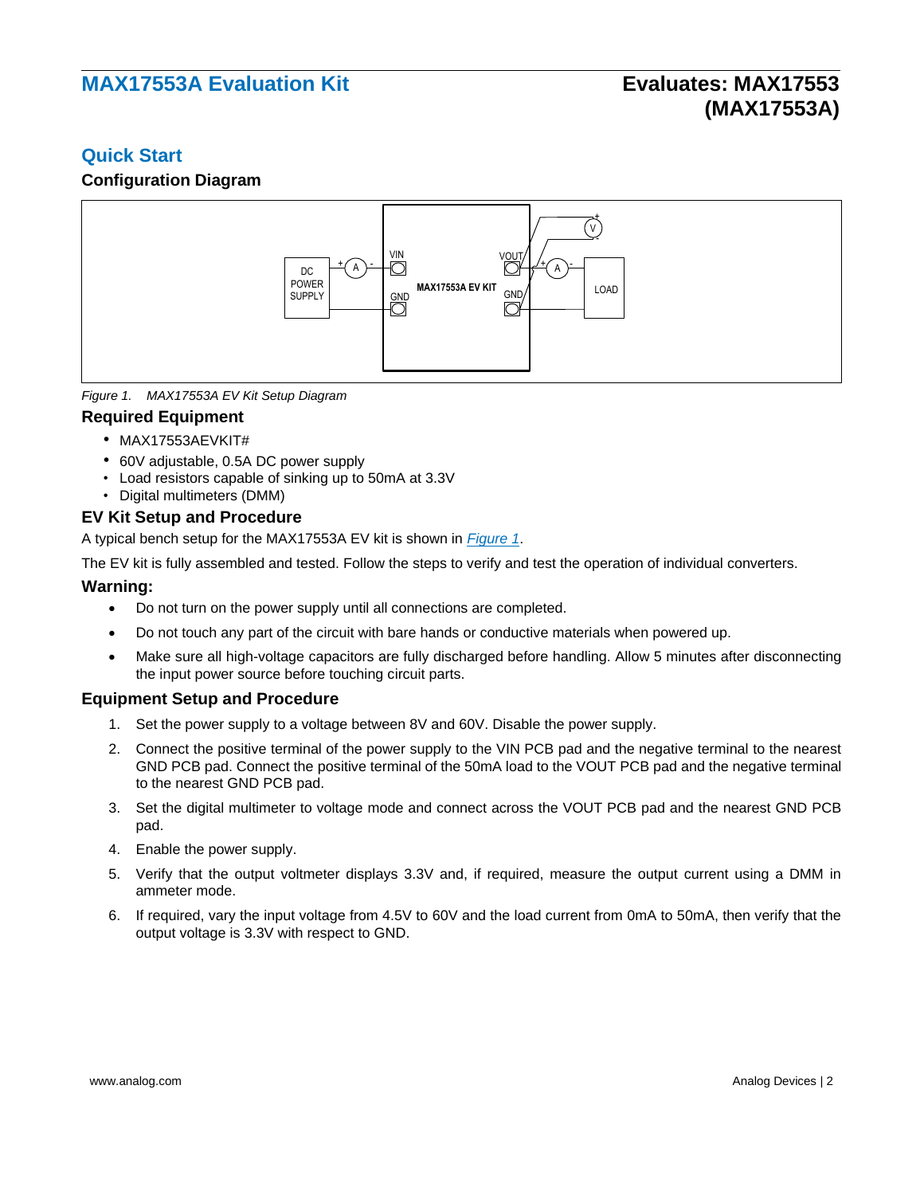## Quick Start

### Configuration Diagram

*Figure 1. MAX17553A EV Kit Setup Diagram*

### Required Equipment

- MAX17553AEVKIT#
- 60V adjustable, 0.5A DC power supply
- Load resistors capable of sinking up to 50mA at 3.3V
- Digital multimeters (DMM)

### EV Kit Setup and Procedure

A typical bench setup for the MAX17553A EV kit is shown in *Figure 1*.

The EV kit is fully assembled and tested. Follow the steps to verify and test the operation of individual converters.

### Warning:

- Do not turn on the power supply until all connections are completed.
- Do not touch any part of the circuit with bare hands or conductive materials when powered up.
- Make sure all high-voltage capacitors are fully discharged before handling. Allow 5 minutes after disconnecting the input power source before touching circuit parts.

### Equipment Setup and Procedure

1. Set the power supply to a voltage between 8V and 60V. Disable the power supply.
2. Connect the positive terminal of the power supply to the VIN PCB pad and the negative terminal to the nearest GND PCB pad. Connect the positive terminal of the 50mA load to the VOUT PCB pad and the negative terminal to the nearest GND PCB pad.
3. Set the digital multimeter to voltage mode and connect across the VOUT PCB pad and the nearest GND PCB pad.
4. Enable the power supply.
5. Verify that the output voltmeter displays 3.3V and, if required, measure the output current using a DMM in ammeter mode.
6. If required, vary the input voltage from 4.5V to 60V and the load current from 0mA to 50mA, then verify that the output voltage is 3.3V with respect to GND.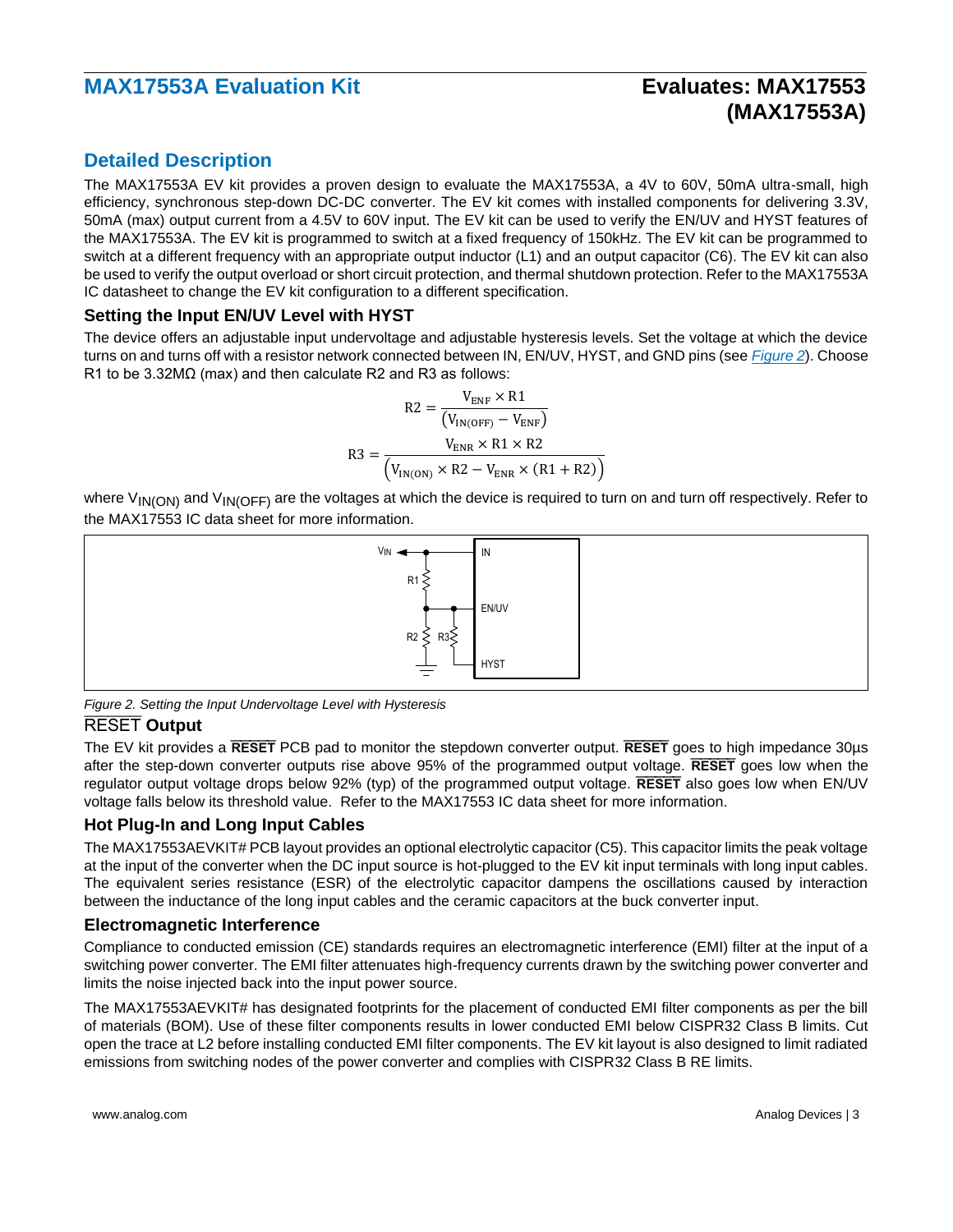## Detailed Description

The MAX17553A EV kit provides a proven design to evaluate the MAX17553A, a 4V to 60V, 50mA ultra-small, high efficiency, synchronous step-down DC-DC converter. The EV kit comes with installed components for delivering 3.3V, 50mA (max) output current from a 4.5V to 60V input. The EV kit can be used to verify the EN/UV and HYST features of the MAX17553A. The EV kit is programmed to switch at a fixed frequency of 150kHz. The EV kit can be programmed to switch at a different frequency with an appropriate output inductor (L1) and an output capacitor (C6). The EV kit can also be used to verify the output overload or short circuit protection, and thermal shutdown protection. Refer to the MAX17553A IC datasheet to change the EV kit configuration to a different specification.

### Setting the Input EN/UV Level with HYST

The device offers an adjustable input undervoltage and adjustable hysteresis levels. Set the voltage at which the device turns on and turns off with a resistor network connected between IN, EN/UV, HYST, and GND pins (see *Figure 2*). Choose R1 to be 3.32MΩ (max) and then calculate R2 and R3 as follows:

$$R2 = \frac{V_{ENF} \times R1}{\left(V_{IN(OFF)} - V_{ENF}\right)}$$

$$R3 = \frac{V_{ENR} \times R1 \times R2}{\left(V_{IN(ON)} \times R2 - V_{ENR} \times (R1 + R2)\right)}$$

where $V_{IN(ON)}$ and $V_{IN(OFF)}$ are the voltages at which the device is required to turn on and turn off respectively. Refer to the MAX17553 IC data sheet for more information.

*Figure 2. Setting the Input Undervoltage Level with Hysteresis*

### $\overline{\text{RESET}}$ Output

The EV kit provides a **$\overline{\text{RESET}}$** PCB pad to monitor the stepdown converter output. **$\overline{\text{RESET}}$** goes to high impedance 30µs after the step-down converter outputs rise above 95% of the programmed output voltage. **$\overline{\text{RESET}}$** goes low when the regulator output voltage drops below 92% (typ) of the programmed output voltage. **$\overline{\text{RESET}}$** also goes low when EN/UV voltage falls below its threshold value. Refer to the MAX17553 IC data sheet for more information.

### Hot Plug-In and Long Input Cables

The MAX17553AEVKIT# PCB layout provides an optional electrolytic capacitor (C5). This capacitor limits the peak voltage at the input of the converter when the DC input source is hot-plugged to the EV kit input terminals with long input cables. The equivalent series resistance (ESR) of the electrolytic capacitor dampens the oscillations caused by interaction between the inductance of the long input cables and the ceramic capacitors at the buck converter input.

### Electromagnetic Interference

Compliance to conducted emission (CE) standards requires an electromagnetic interference (EMI) filter at the input of a switching power converter. The EMI filter attenuates high-frequency currents drawn by the switching power converter and limits the noise injected back into the input power source.

The MAX17553AEVKIT# has designated footprints for the placement of conducted EMI filter components as per the bill of materials (BOM). Use of these filter components results in lower conducted EMI below CISPR32 Class B limits. Cut open the trace at L2 before installing conducted EMI filter components. The EV kit layout is also designed to limit radiated emissions from switching nodes of the power converter and complies with CISPR32 Class B RE limits.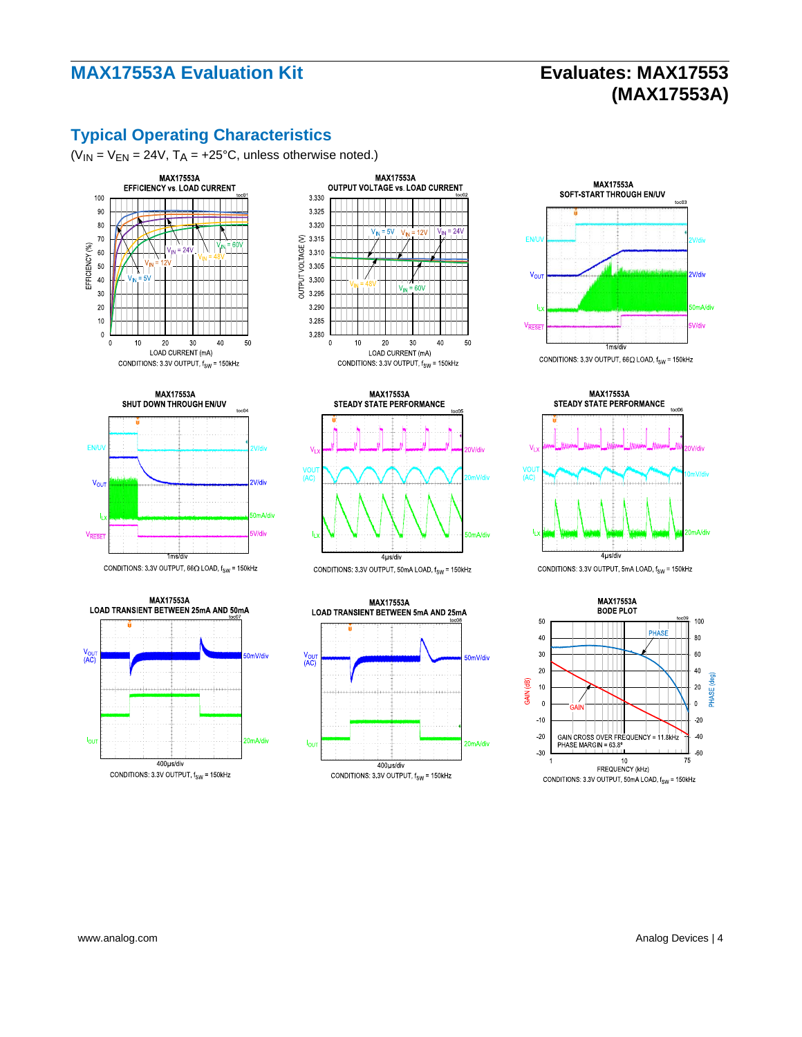## Typical Operating Characteristics

($V_{IN}$ = $V_{EN}$ = 24V, $T_A$ = +25°C, unless otherwise noted.)

MAX17553A EFFICIENCY vs. LOAD CURRENT

CONDITIONS: 3.3V OUTPUT, $f_{SW}$ = 150kHz

MAX17553A OUTPUT VOLTAGE vs. LOAD CURRENT

CONDITIONS: 3.3V OUTPUT, $f_{SW}$ = 150kHz

MAX17553A SOFT-START THROUGH EN/UV

CONDITIONS: 3.3V OUTPUT, 66Ω LOAD, $f_{SW}$ = 150kHz

MAX17553A SHUT DOWN THROUGH EN/UV

CONDITIONS: 3.3V OUTPUT, 66Ω LOAD, $f_{SW}$ = 150kHz

MAX17553A STEADY STATE PERFORMANCE

CONDITIONS: 3.3V OUTPUT, 50mA LOAD, $f_{SW}$ = 150kHz

MAX17553A STEADY STATE PERFORMANCE

CONDITIONS: 3.3V OUTPUT, 5mA LOAD, $f_{SW}$ = 150kHz

MAX17553A LOAD TRANSIENT BETWEEN 25mA AND 50mA

CONDITIONS: 3.3V OUTPUT, $f_{SW}$ = 150kHz

MAX17553A LOAD TRANSIENT BETWEEN 5mA AND 25mA

CONDITIONS: 3.3V OUTPUT, $f_{SW}$ = 150kHz

MAX17553A BODE PLOT

GAIN CROSS OVER FREQUENCY = 11.8kHz
PHASE MARGIN = 63.8°

CONDITIONS: 3.3V OUTPUT, 50mA LOAD, $f_{SW}$ = 150kHz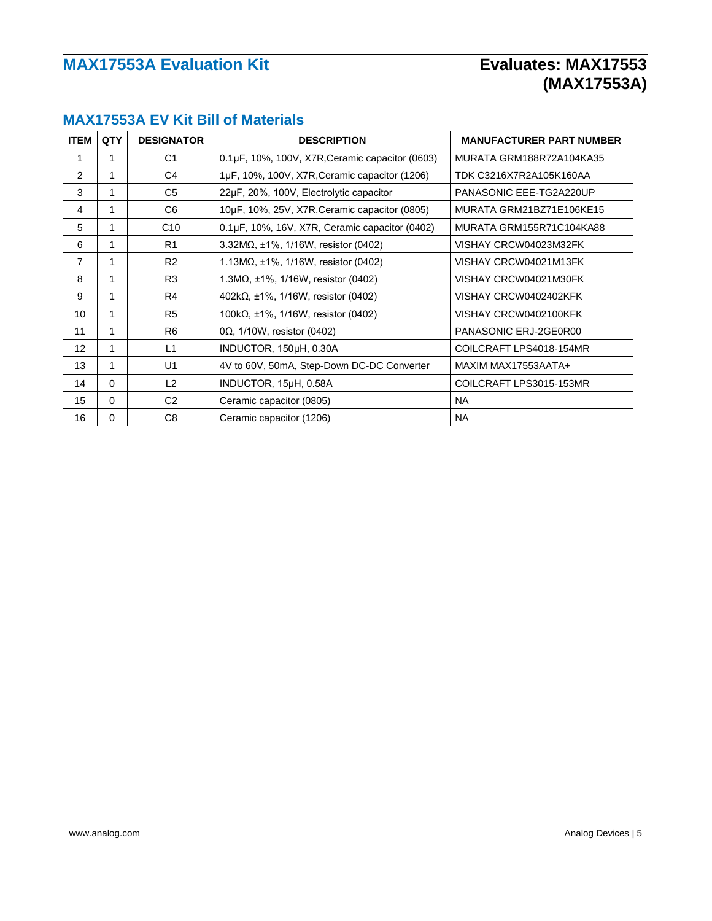## MAX17553A EV Kit Bill of Materials

| ITEM | QTY | DESIGNATOR | DESCRIPTION | MANUFACTURER PART NUMBER |
|---|---|---|---|---|
| 1 | 1 | C1 | 0.1µF, 10%, 100V, X7R,Ceramic capacitor (0603) | MURATA GRM188R72A104KA35 |
| 2 | 1 | C4 | 1µF, 10%, 100V, X7R,Ceramic capacitor (1206) | TDK C3216X7R2A105K160AA |
| 3 | 1 | C5 | 22µF, 20%, 100V, Electrolytic capacitor | PANASONIC EEE-TG2A220UP |
| 4 | 1 | C6 | 10µF, 10%, 25V, X7R,Ceramic capacitor (0805) | MURATA GRM21BZ71E106KE15 |
| 5 | 1 | C10 | 0.1µF, 10%, 16V, X7R, Ceramic capacitor (0402) | MURATA GRM155R71C104KA88 |
| 6 | 1 | R1 | 3.32MΩ, ±1%, 1/16W, resistor (0402) | VISHAY CRCW04023M32FK |
| 7 | 1 | R2 | 1.13MΩ, ±1%, 1/16W, resistor (0402) | VISHAY CRCW04021M13FK |
| 8 | 1 | R3 | 1.3MΩ, ±1%, 1/16W, resistor (0402) | VISHAY CRCW04021M30FK |
| 9 | 1 | R4 | 402kΩ, ±1%, 1/16W, resistor (0402) | VISHAY CRCW0402402KFK |
| 10 | 1 | R5 | 100kΩ, ±1%, 1/16W, resistor (0402) | VISHAY CRCW0402100KFK |
| 11 | 1 | R6 | 0Ω, 1/10W, resistor (0402) | PANASONIC ERJ-2GE0R00 |
| 12 | 1 | L1 | INDUCTOR, 150µH, 0.30A | COILCRAFT LPS4018-154MR |
| 13 | 1 | U1 | 4V to 60V, 50mA, Step-Down DC-DC Converter | MAXIM MAX17553AATA+ |
| 14 | 0 | L2 | INDUCTOR, 15µH, 0.58A | COILCRAFT LPS3015-153MR |
| 15 | 0 | C2 | Ceramic capacitor (0805) | NA |
| 16 | 0 | C8 | Ceramic capacitor (1206) | NA |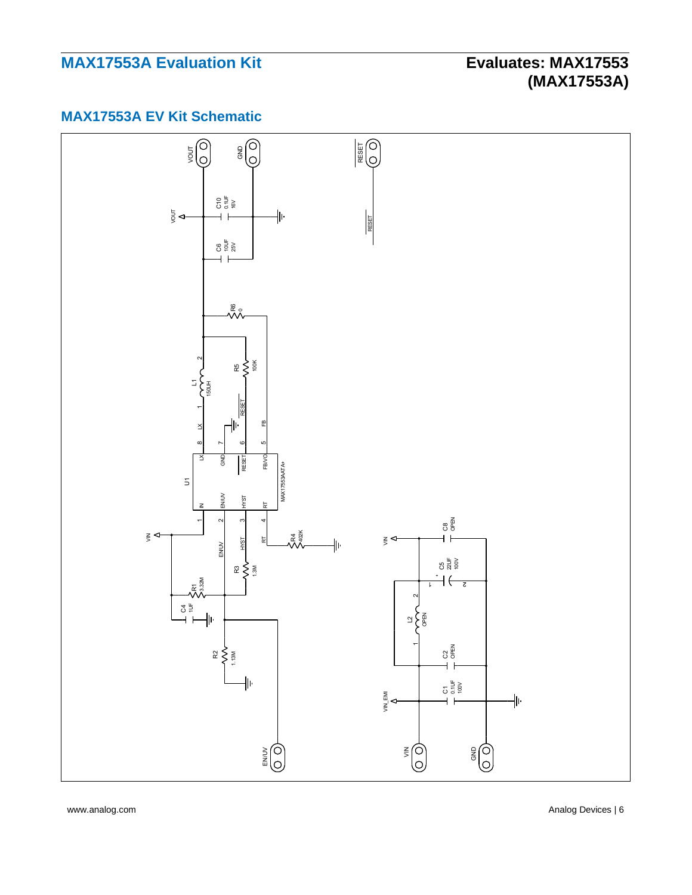## MAX17553A EV Kit Schematic

VOUT
GND
RESET
VOUT
C10 0.1UF 16V
C6 10UF 25V
RESET
R6 0
R5 100K
L1 150UH
RESET
LX
FB
8 7 6 5
LX GND RESET FB/VO
U1
MAX17553AATA+
IN EN/UV HYST RT
1 2 3 4
VIN
EN/UV
HYST
RT
R4 402K
R3 1.3M
R1 3.32M
C4 1UF
R2 1.13M
VIN
C8 OPEN
C5 22UF 100V
L2 OPEN
C2 OPEN
C1 0.1UF 100V
VIN_EMI
EN/UV
VIN
GND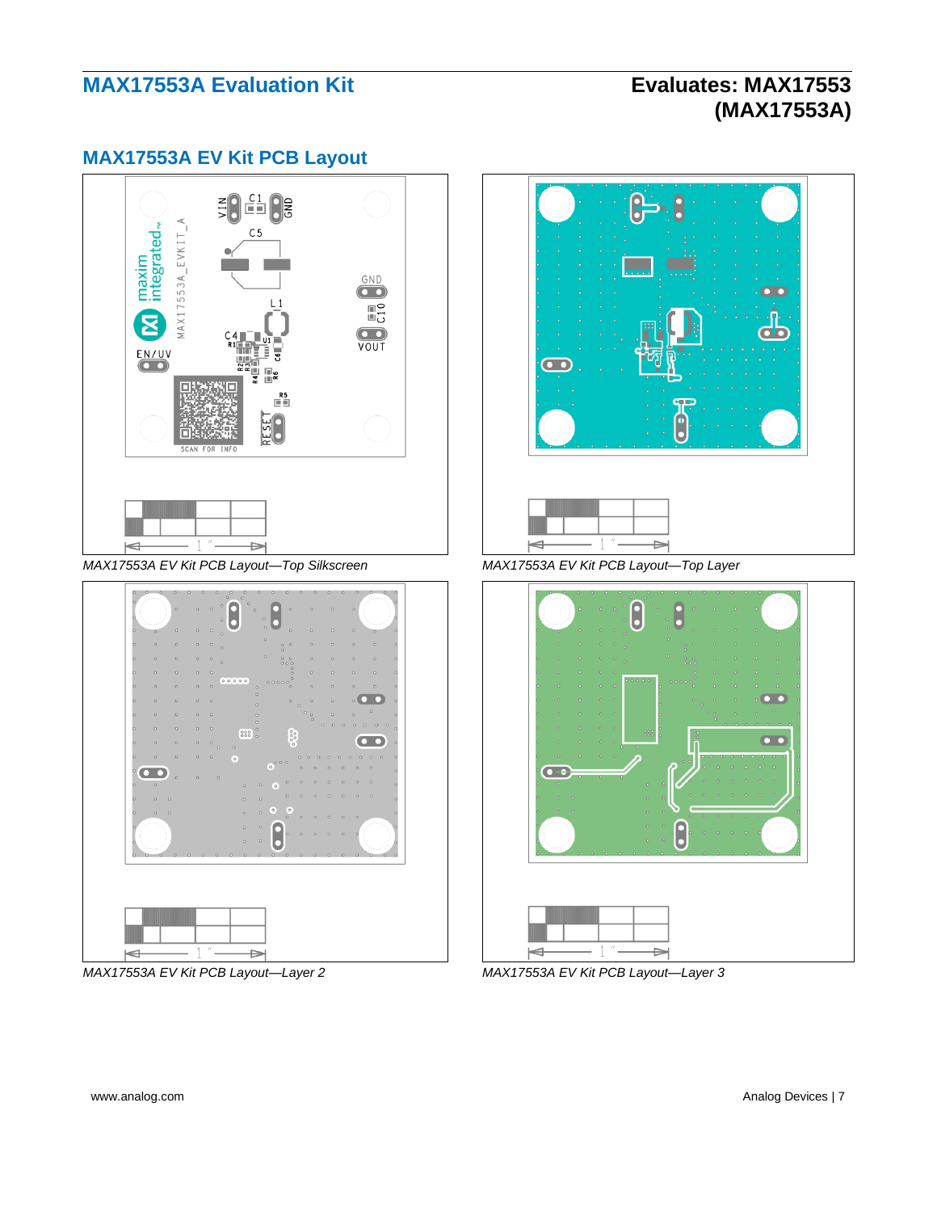## MAX17553A EV Kit PCB Layout

*MAX17553A EV Kit PCB Layout—Top Silkscreen*

*MAX17553A EV Kit PCB Layout—Top Layer*

*MAX17553A EV Kit PCB Layout—Layer 2*

*MAX17553A EV Kit PCB Layout—Layer 3*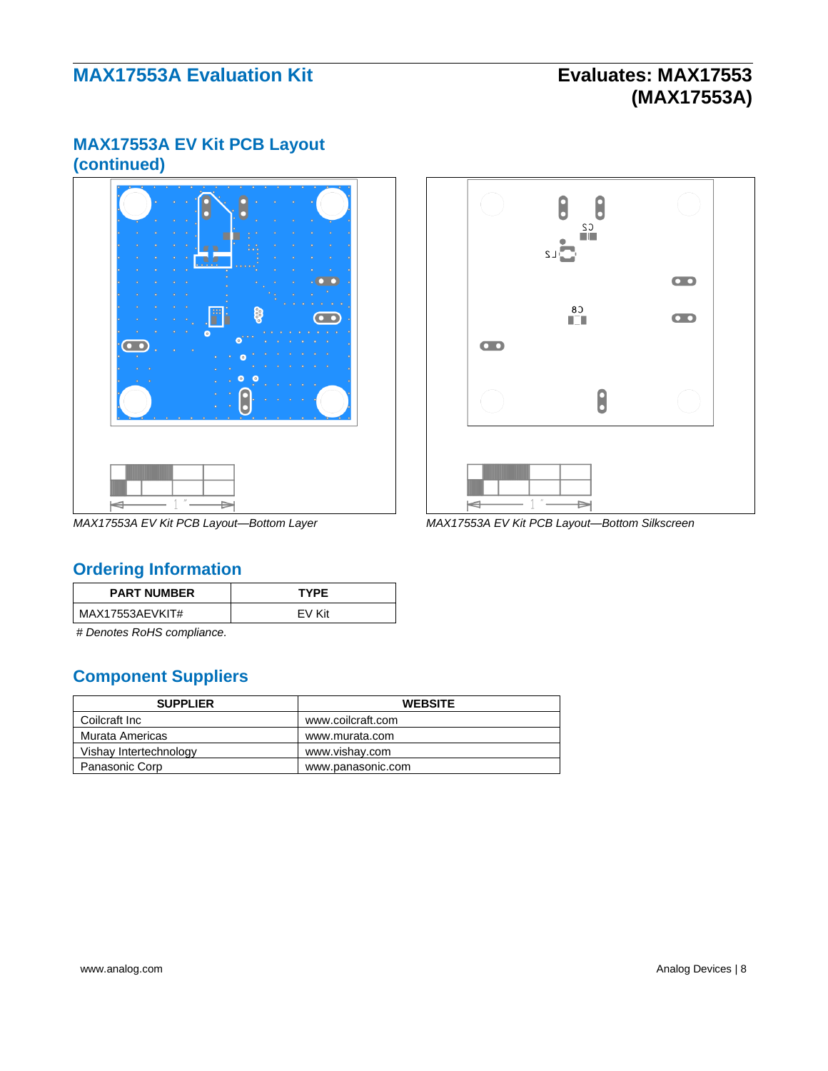## MAX17553A EV Kit PCB Layout (continued)

MAX17553A EV Kit PCB Layout—Bottom Layer

MAX17553A EV Kit PCB Layout—Bottom Silkscreen

## Ordering Information

| PART NUMBER | TYPE |
|---|---|
| MAX17553AEVKIT# | EV Kit |

*# Denotes RoHS compliance.*

## Component Suppliers

| SUPPLIER | WEBSITE |
|---|---|
| Coilcraft Inc | www.coilcraft.com |
| Murata Americas | www.murata.com |
| Vishay Intertechnology | www.vishay.com |
| Panasonic Corp | www.panasonic.com |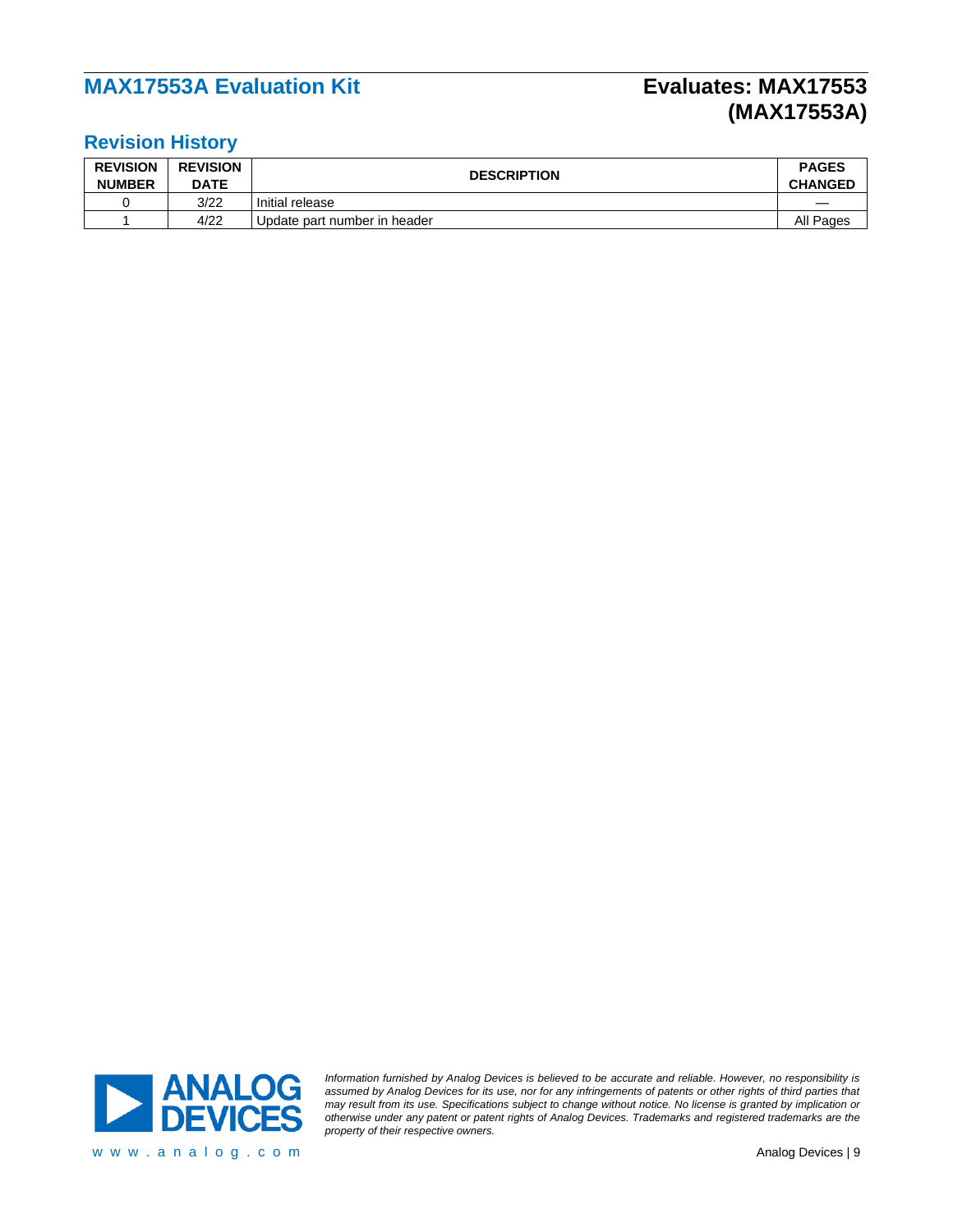## Revision History

| REVISION NUMBER | REVISION DATE | DESCRIPTION | PAGES CHANGED |
|---|---|---|---|
| 0 | 3/22 | Initial release | — |
| 1 | 4/22 | Update part number in header | All Pages |

*Information furnished by Analog Devices is believed to be accurate and reliable. However, no responsibility is assumed by Analog Devices for its use, nor for any infringements of patents or other rights of third parties that may result from its use. Specifications subject to change without notice. No license is granted by implication or otherwise under any patent or patent rights of Analog Devices. Trademarks and registered trademarks are the property of their respective owners.*

www.analog.com